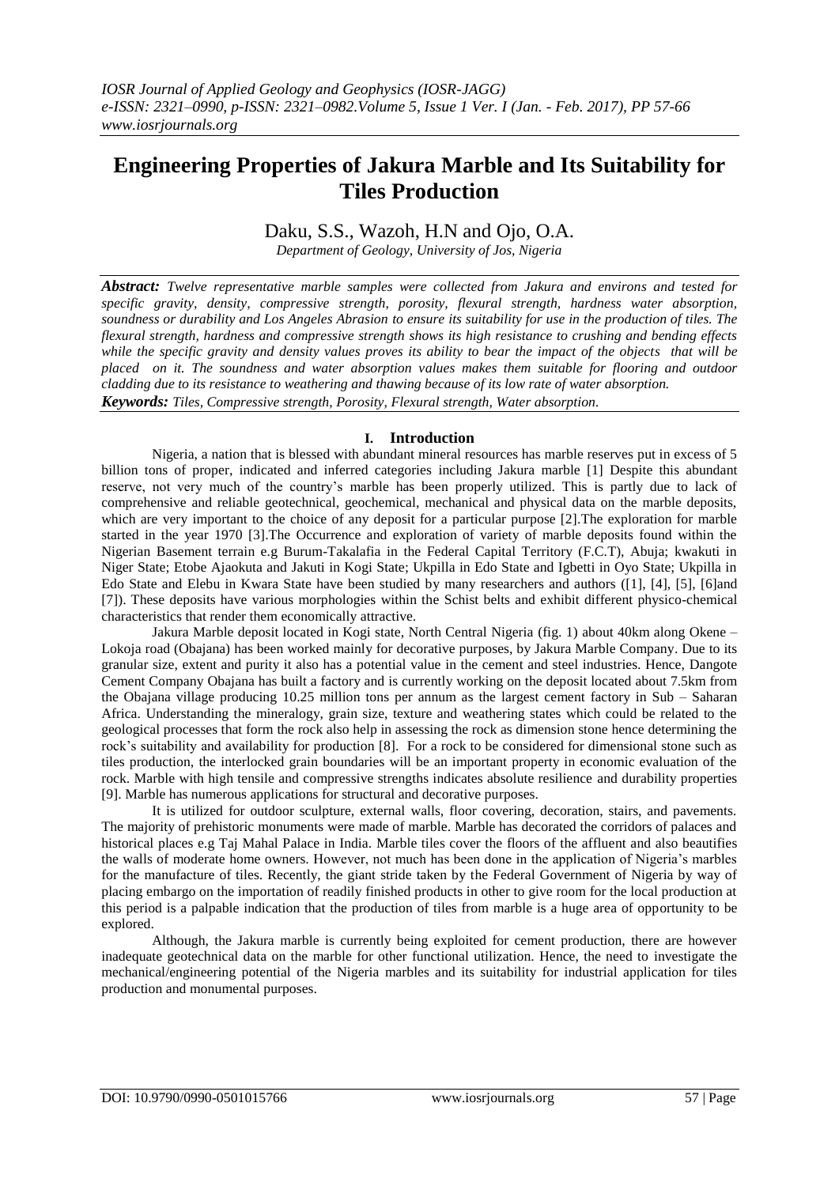# Engineering Properties of Jakura Marble and Its Suitability for Tiles Production

Daku, S.S., Wazoh, H.N and Ojo, O.A.

*Department of Geology, University of Jos, Nigeria*

***Abstract:*** *Twelve representative marble samples were collected from Jakura and environs and tested for specific gravity, density, compressive strength, porosity, flexural strength, hardness water absorption, soundness or durability and Los Angeles Abrasion to ensure its suitability for use in the production of tiles. The flexural strength, hardness and compressive strength shows its high resistance to crushing and bending effects while the specific gravity and density values proves its ability to bear the impact of the objects that will be placed on it. The soundness and water absorption values makes them suitable for flooring and outdoor cladding due to its resistance to weathering and thawing because of its low rate of water absorption.*

***Keywords:*** *Tiles, Compressive strength, Porosity, Flexural strength, Water absorption.*

## I. Introduction

Nigeria, a nation that is blessed with abundant mineral resources has marble reserves put in excess of 5 billion tons of proper, indicated and inferred categories including Jakura marble [1] Despite this abundant reserve, not very much of the country's marble has been properly utilized. This is partly due to lack of comprehensive and reliable geotechnical, geochemical, mechanical and physical data on the marble deposits, which are very important to the choice of any deposit for a particular purpose [2].The exploration for marble started in the year 1970 [3].The Occurrence and exploration of variety of marble deposits found within the Nigerian Basement terrain e.g Burum-Takalafia in the Federal Capital Territory (F.C.T), Abuja; kwakuti in Niger State; Etobe Ajaokuta and Jakuti in Kogi State; Ukpilla in Edo State and Igbetti in Oyo State; Ukpilla in Edo State and Elebu in Kwara State have been studied by many researchers and authors ([1], [4], [5], [6]and [7]). These deposits have various morphologies within the Schist belts and exhibit different physico-chemical characteristics that render them economically attractive.

Jakura Marble deposit located in Kogi state, North Central Nigeria (fig. 1) about 40km along Okene – Lokoja road (Obajana) has been worked mainly for decorative purposes, by Jakura Marble Company. Due to its granular size, extent and purity it also has a potential value in the cement and steel industries. Hence, Dangote Cement Company Obajana has built a factory and is currently working on the deposit located about 7.5km from the Obajana village producing 10.25 million tons per annum as the largest cement factory in Sub – Saharan Africa. Understanding the mineralogy, grain size, texture and weathering states which could be related to the geological processes that form the rock also help in assessing the rock as dimension stone hence determining the rock's suitability and availability for production [8]. For a rock to be considered for dimensional stone such as tiles production, the interlocked grain boundaries will be an important property in economic evaluation of the rock. Marble with high tensile and compressive strengths indicates absolute resilience and durability properties [9]. Marble has numerous applications for structural and decorative purposes.

It is utilized for outdoor sculpture, external walls, floor covering, decoration, stairs, and pavements. The majority of prehistoric monuments were made of marble. Marble has decorated the corridors of palaces and historical places e.g Taj Mahal Palace in India. Marble tiles cover the floors of the affluent and also beautifies the walls of moderate home owners. However, not much has been done in the application of Nigeria's marbles for the manufacture of tiles. Recently, the giant stride taken by the Federal Government of Nigeria by way of placing embargo on the importation of readily finished products in other to give room for the local production at this period is a palpable indication that the production of tiles from marble is a huge area of opportunity to be explored.

Although, the Jakura marble is currently being exploited for cement production, there are however inadequate geotechnical data on the marble for other functional utilization. Hence, the need to investigate the mechanical/engineering potential of the Nigeria marbles and its suitability for industrial application for tiles production and monumental purposes.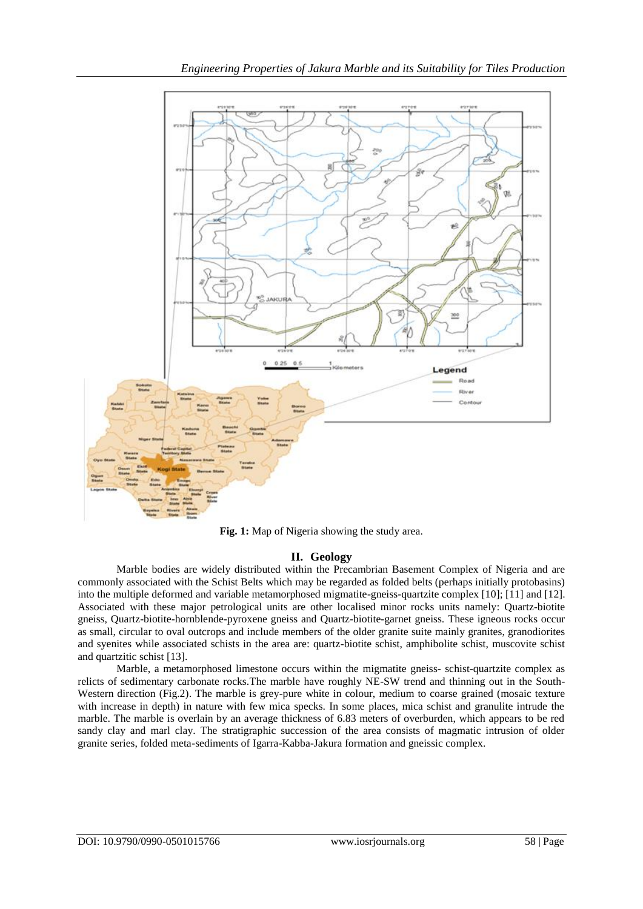**Fig. 1:** Map of Nigeria showing the study area.

## II. Geology

Marble bodies are widely distributed within the Precambrian Basement Complex of Nigeria and are commonly associated with the Schist Belts which may be regarded as folded belts (perhaps initially protobasins) into the multiple deformed and variable metamorphosed migmatite-gneiss-quartzite complex [10]; [11] and [12]. Associated with these major petrological units are other localised minor rocks units namely: Quartz-biotite gneiss, Quartz-biotite-hornblende-pyroxene gneiss and Quartz-biotite-garnet gneiss. These igneous rocks occur as small, circular to oval outcrops and include members of the older granite suite mainly granites, granodiorites and syenites while associated schists in the area are: quartz-biotite schist, amphibolite schist, muscovite schist and quartzitic schist [13].

Marble, a metamorphosed limestone occurs within the migmatite gneiss- schist-quartzite complex as relicts of sedimentary carbonate rocks.The marble have roughly NE-SW trend and thinning out in the South-Western direction (Fig.2). The marble is grey-pure white in colour, medium to coarse grained (mosaic texture with increase in depth) in nature with few mica specks. In some places, mica schist and granulite intrude the marble. The marble is overlain by an average thickness of 6.83 meters of overburden, which appears to be red sandy clay and marl clay. The stratigraphic succession of the area consists of magmatic intrusion of older granite series, folded meta-sediments of Igarra-Kabba-Jakura formation and gneissic complex.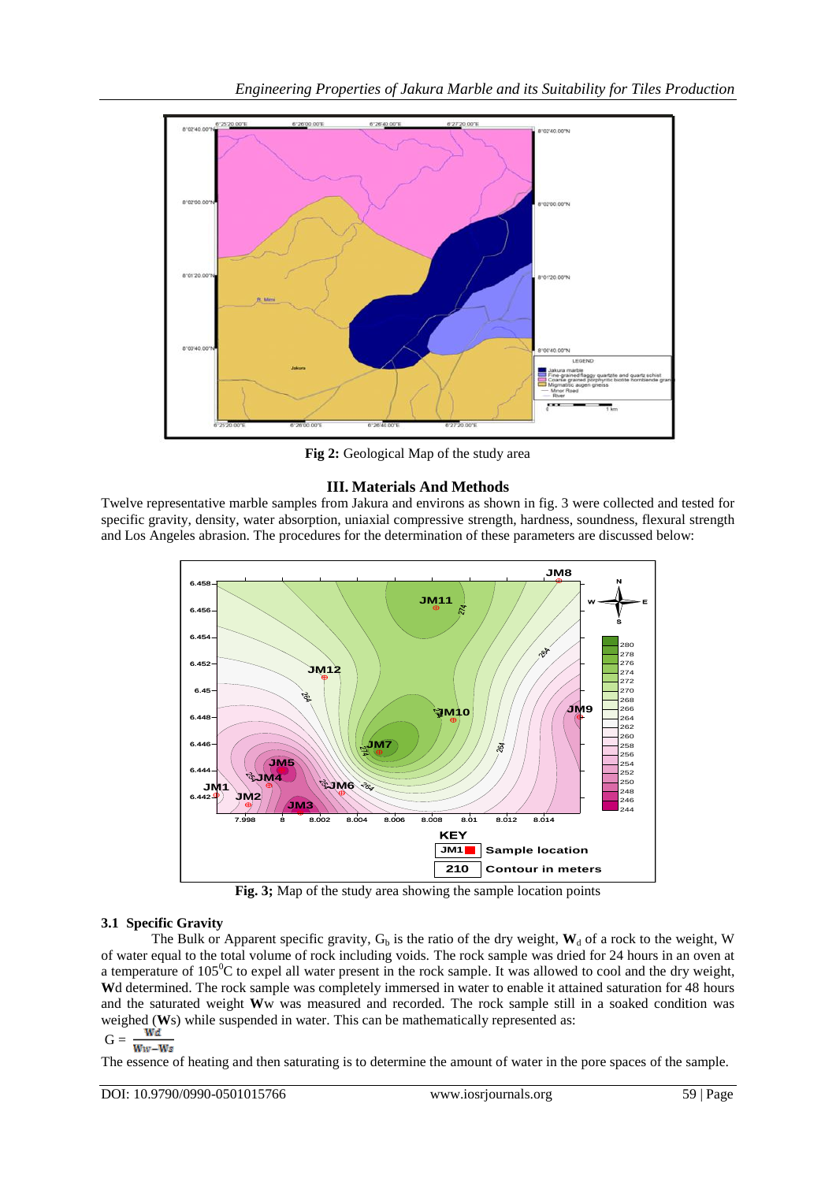**Fig 2:** Geological Map of the study area

## III. Materials And Methods

Twelve representative marble samples from Jakura and environs as shown in fig. 3 were collected and tested for specific gravity, density, water absorption, uniaxial compressive strength, hardness, soundness, flexural strength and Los Angeles abrasion. The procedures for the determination of these parameters are discussed below:

**Fig. 3;** Map of the study area showing the sample location points

### 3.1 Specific Gravity

The Bulk or Apparent specific gravity, $G_b$ is the ratio of the dry weight, $\mathbf{W}_d$ of a rock to the weight, W of water equal to the total volume of rock including voids. The rock sample was dried for 24 hours in an oven at a temperature of $105^0$C to expel all water present in the rock sample. It was allowed to cool and the dry weight, **W**d determined. The rock sample was completely immersed in water to enable it attained saturation for 48 hours and the saturated weight **W**w was measured and recorded. The rock sample still in a soaked condition was weighed (**W**s) while suspended in water. This can be mathematically represented as:

$$G = \frac{Wd}{Ww - Ws}$$

The essence of heating and then saturating is to determine the amount of water in the pore spaces of the sample.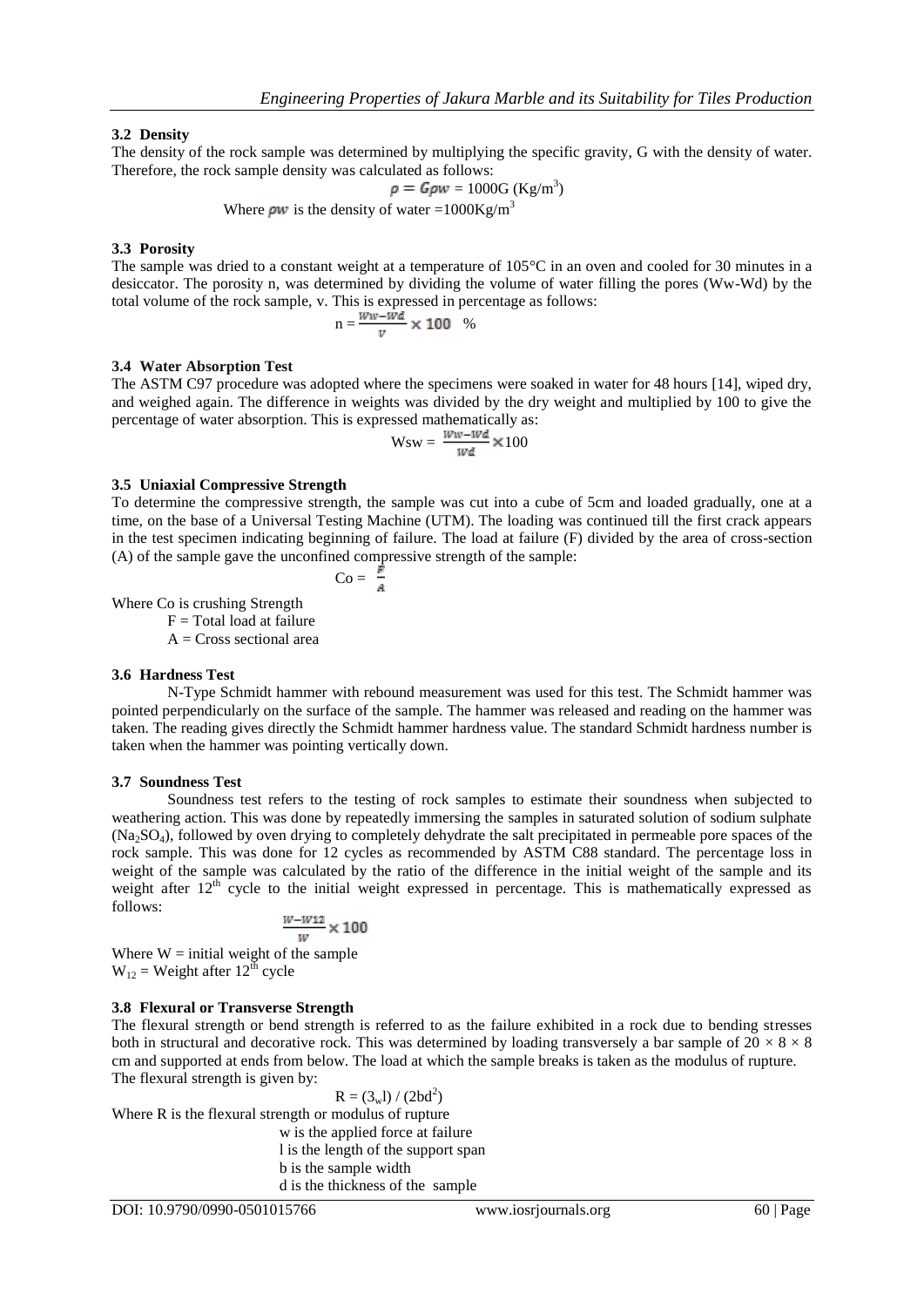### 3.2 Density

The density of the rock sample was determined by multiplying the specific gravity, G with the density of water. Therefore, the rock sample density was calculated as follows:

$$\rho = G\rho w = 1000G \ (Kg/m^3)$$

Where $\rho w$ is the density of water $=1000Kg/m^3$

### 3.3 Porosity

The sample was dried to a constant weight at a temperature of 105°C in an oven and cooled for 30 minutes in a desiccator. The porosity n, was determined by dividing the volume of water filling the pores (Ww-Wd) by the total volume of the rock sample, v. This is expressed in percentage as follows:

$$n = \frac{Ww-Wd}{v} \times 100 \ \%$$

### 3.4 Water Absorption Test

The ASTM C97 procedure was adopted where the specimens were soaked in water for 48 hours [14], wiped dry, and weighed again. The difference in weights was divided by the dry weight and multiplied by 100 to give the percentage of water absorption. This is expressed mathematically as:

$$Wsw = \frac{Ww-Wd}{Wd} \times 100$$

### 3.5 Uniaxial Compressive Strength

To determine the compressive strength, the sample was cut into a cube of 5cm and loaded gradually, one at a time, on the base of a Universal Testing Machine (UTM). The loading was continued till the first crack appears in the test specimen indicating beginning of failure. The load at failure (F) divided by the area of cross-section (A) of the sample gave the unconfined compressive strength of the sample:

$$Co = \frac{F}{A}$$

Where Co is crushing Strength

F = Total load at failure

A = Cross sectional area

### 3.6 Hardness Test

N-Type Schmidt hammer with rebound measurement was used for this test. The Schmidt hammer was pointed perpendicularly on the surface of the sample. The hammer was released and reading on the hammer was taken. The reading gives directly the Schmidt hammer hardness value. The standard Schmidt hardness number is taken when the hammer was pointing vertically down.

### 3.7 Soundness Test

Soundness test refers to the testing of rock samples to estimate their soundness when subjected to weathering action. This was done by repeatedly immersing the samples in saturated solution of sodium sulphate ($Na_2SO_4$), followed by oven drying to completely dehydrate the salt precipitated in permeable pore spaces of the rock sample. This was done for 12 cycles as recommended by ASTM C88 standard. The percentage loss in weight of the sample was calculated by the ratio of the difference in the initial weight of the sample and its weight after 12th cycle to the initial weight expressed in percentage. This is mathematically expressed as follows:

$$\frac{W-W12}{W} \times 100$$

Where W = initial weight of the sample

$W_{12}$ = Weight after 12th cycle

### 3.8 Flexural or Transverse Strength

The flexural strength or bend strength is referred to as the failure exhibited in a rock due to bending stresses both in structural and decorative rock. This was determined by loading transversely a bar sample of 20 × 8 × 8 cm and supported at ends from below. The load at which the sample breaks is taken as the modulus of rupture. The flexural strength is given by:

$$R = (3_w l) / (2bd^2)$$

Where R is the flexural strength or modulus of rupture

w is the applied force at failure

l is the length of the support span

b is the sample width

d is the thickness of the sample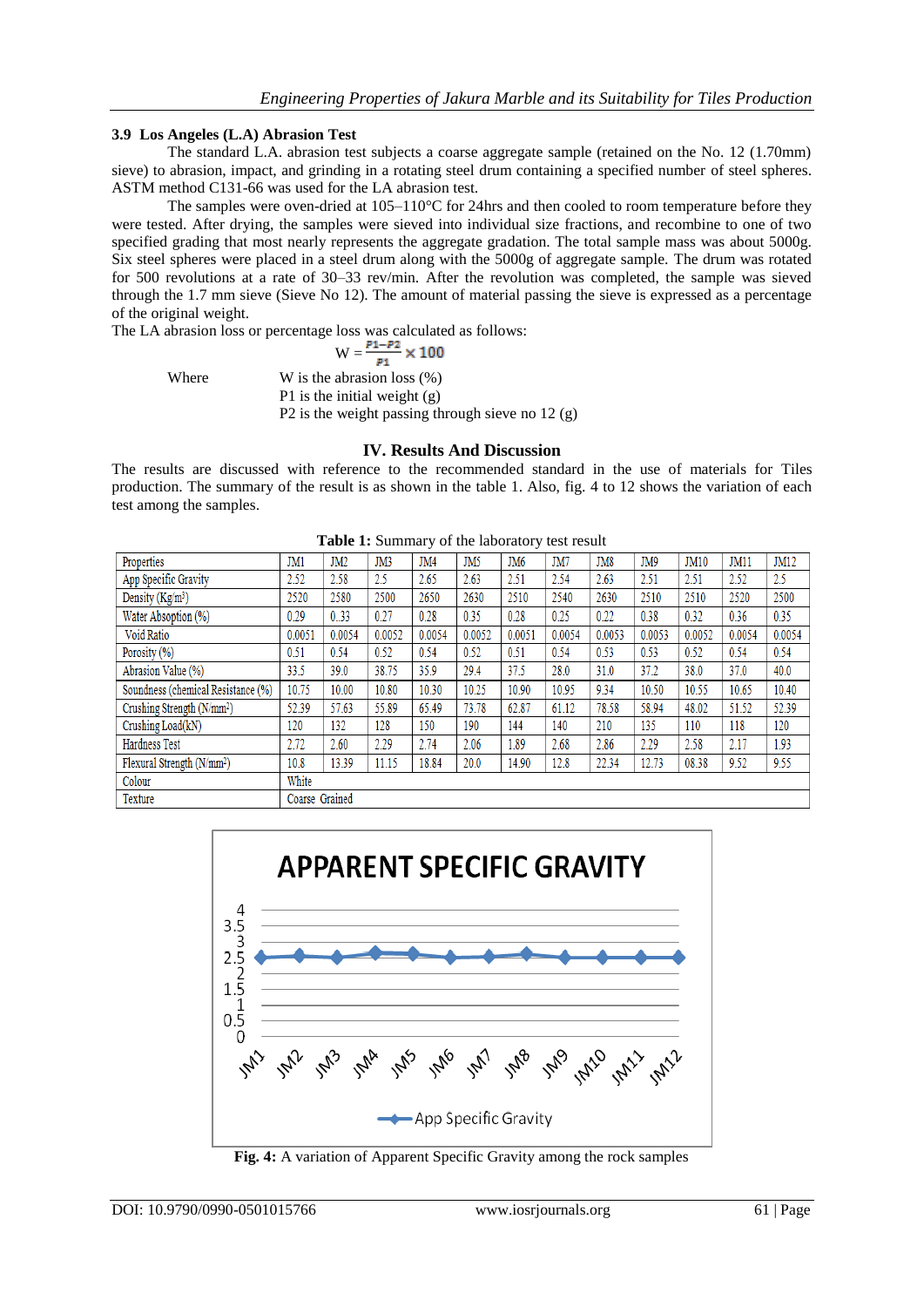### 3.9 Los Angeles (L.A) Abrasion Test

The standard L.A. abrasion test subjects a coarse aggregate sample (retained on the No. 12 (1.70mm) sieve) to abrasion, impact, and grinding in a rotating steel drum containing a specified number of steel spheres. ASTM method C131-66 was used for the LA abrasion test.

The samples were oven-dried at 105–110°C for 24hrs and then cooled to room temperature before they were tested. After drying, the samples were sieved into individual size fractions, and recombine to one of two specified grading that most nearly represents the aggregate gradation. The total sample mass was about 5000g. Six steel spheres were placed in a steel drum along with the 5000g of aggregate sample. The drum was rotated for 500 revolutions at a rate of 30–33 rev/min. After the revolution was completed, the sample was sieved through the 1.7 mm sieve (Sieve No 12). The amount of material passing the sieve is expressed as a percentage of the original weight.

The LA abrasion loss or percentage loss was calculated as follows:

$$W = \frac{P1-P2}{P1} \times 100$$

Where W is the abrasion loss (%)
P1 is the initial weight (g)
P2 is the weight passing through sieve no 12 (g)

## IV. Results And Discussion

The results are discussed with reference to the recommended standard in the use of materials for Tiles production. The summary of the result is as shown in the table 1. Also, fig. 4 to 12 shows the variation of each test among the samples.

**Table 1:** Summary of the laboratory test result

| Properties | JM1 | JM2 | JM3 | JM4 | JM5 | JM6 | JM7 | JM8 | JM9 | JM10 | JM11 | JM12 |
|---|---|---|---|---|---|---|---|---|---|---|---|---|
| App Specific Gravity | 2.52 | 2.58 | 2.5 | 2.65 | 2.63 | 2.51 | 2.54 | 2.63 | 2.51 | 2.51 | 2.52 | 2.5 |
| Density (Kg/m³) | 2520 | 2580 | 2500 | 2650 | 2630 | 2510 | 2540 | 2630 | 2510 | 2510 | 2520 | 2500 |
| Water Absoption (%) | 0.29 | 0..33 | 0.27 | 0.28 | 0.35 | 0.28 | 0.25 | 0.22 | 0.38 | 0.32 | 0.36 | 0.35 |
| Void Ratio | 0.0051 | 0.0054 | 0.0052 | 0.0054 | 0.0052 | 0.0051 | 0.0054 | 0.0053 | 0.0053 | 0.0052 | 0.0054 | 0.0054 |
| Porosity (%) | 0.51 | 0.54 | 0.52 | 0.54 | 0.52 | 0.51 | 0.54 | 0.53 | 0.53 | 0.52 | 0.54 | 0.54 |
| Abrasion Value (%) | 33.5 | 39.0 | 38.75 | 35.9 | 29.4 | 37.5 | 28.0 | 31.0 | 37.2 | 38.0 | 37.0 | 40.0 |
| Soundness (chemical Resistance (%) | 10.75 | 10.00 | 10.80 | 10.30 | 10.25 | 10.90 | 10.95 | 9.34 | 10.50 | 10.55 | 10.65 | 10.40 |
| Crushing Strength (N/mm²) | 52.39 | 57.63 | 55.89 | 65.49 | 73.78 | 62.87 | 61.12 | 78.58 | 58.94 | 48.02 | 51.52 | 52.39 |
| Crushing Load(kN) | 120 | 132 | 128 | 150 | 190 | 144 | 140 | 210 | 135 | 110 | 118 | 120 |
| Hardness Test | 2.72 | 2.60 | 2.29 | 2.74 | 2.06 | 1.89 | 2.68 | 2.86 | 2.29 | 2.58 | 2.17 | 1.93 |
| Flexural Strength (N/mm²) | 10.8 | 13.39 | 11.15 | 18.84 | 20.0 | 14.90 | 12.8 | 22.34 | 12.73 | 08.38 | 9.52 | 9.55 |
| Colour | White | | | | | | | | | | | |
| Texture | Coarse Grained | | | | | | | | | | | |

**Fig. 4:** A variation of Apparent Specific Gravity among the rock samples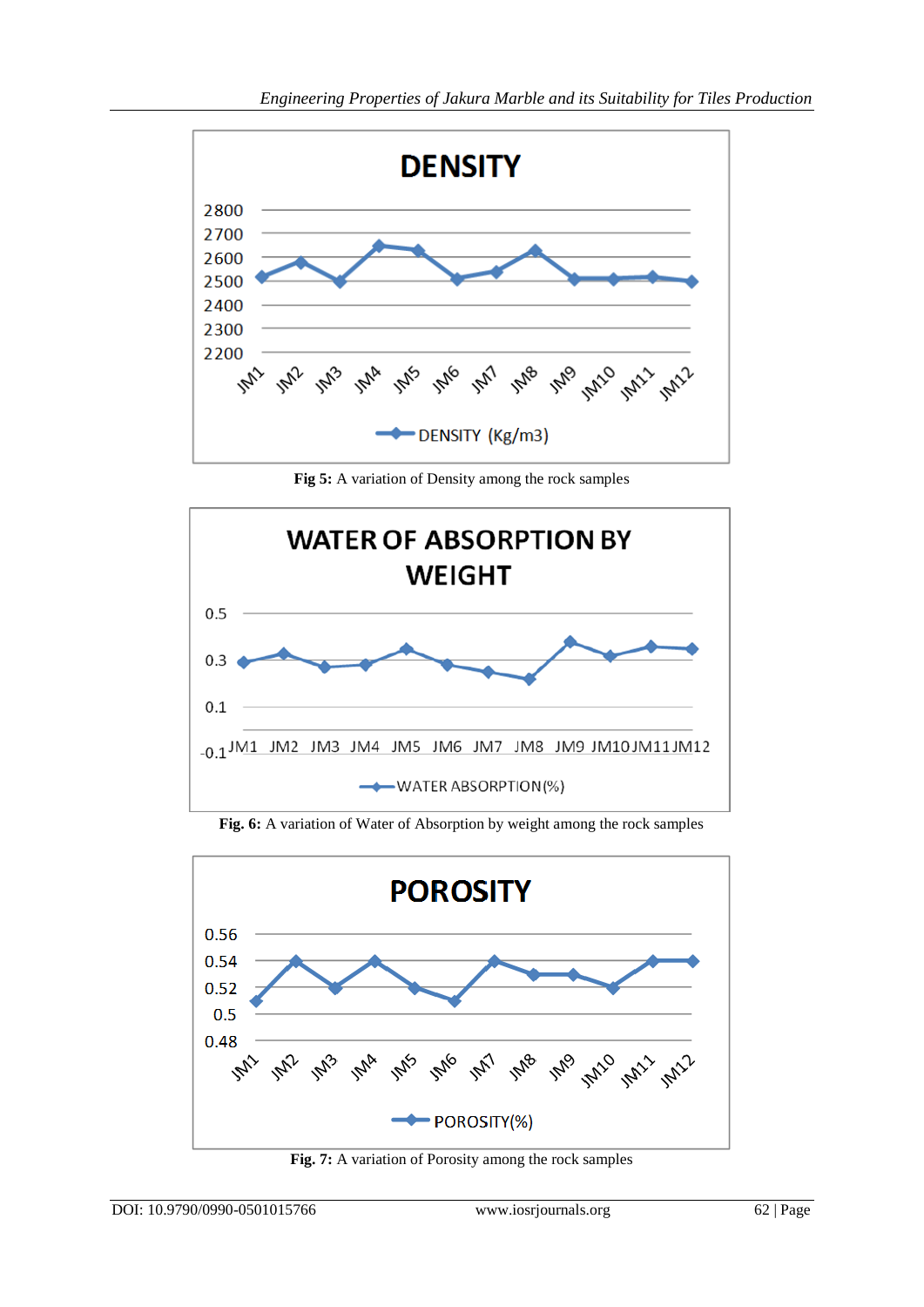Fig 5: A variation of Density among the rock samples

Fig. 6: A variation of Water of Absorption by weight among the rock samples

Fig. 7: A variation of Porosity among the rock samples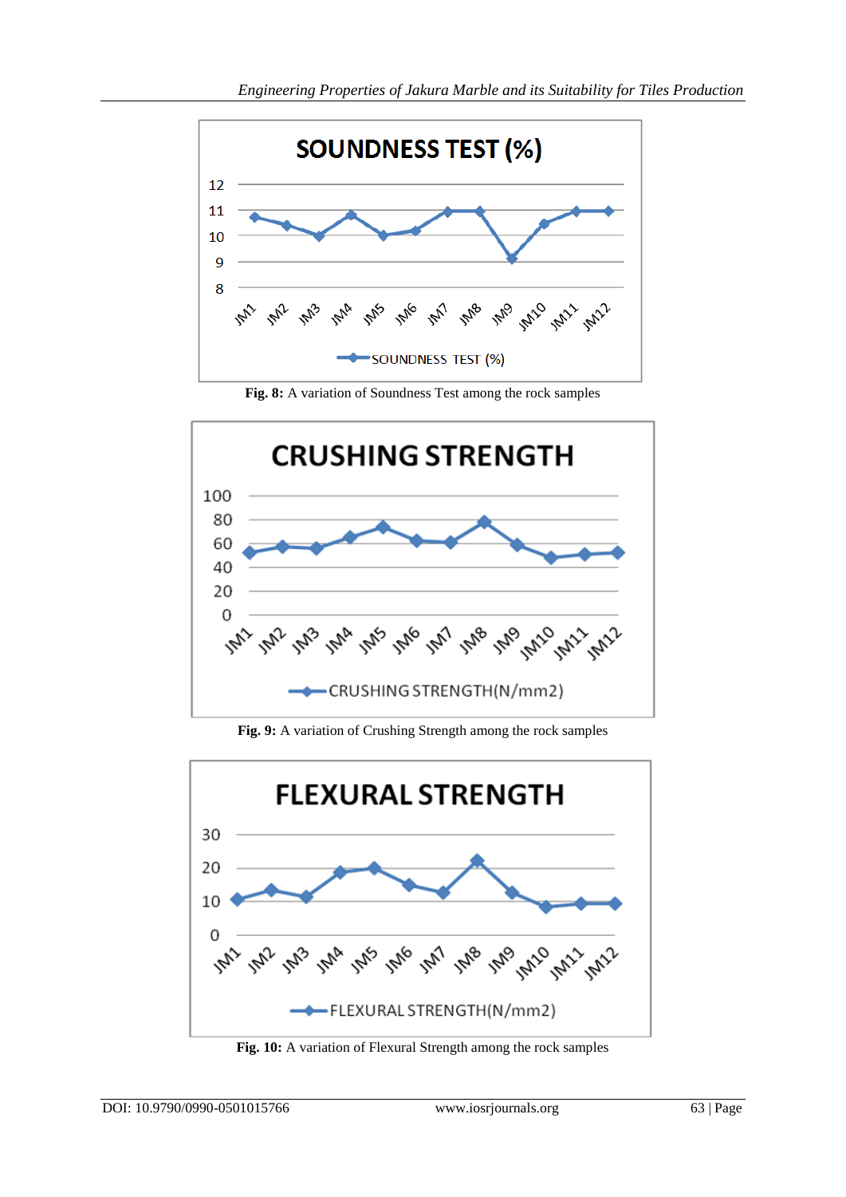Fig. 8: A variation of Soundness Test among the rock samples

Fig. 9: A variation of Crushing Strength among the rock samples

Fig. 10: A variation of Flexural Strength among the rock samples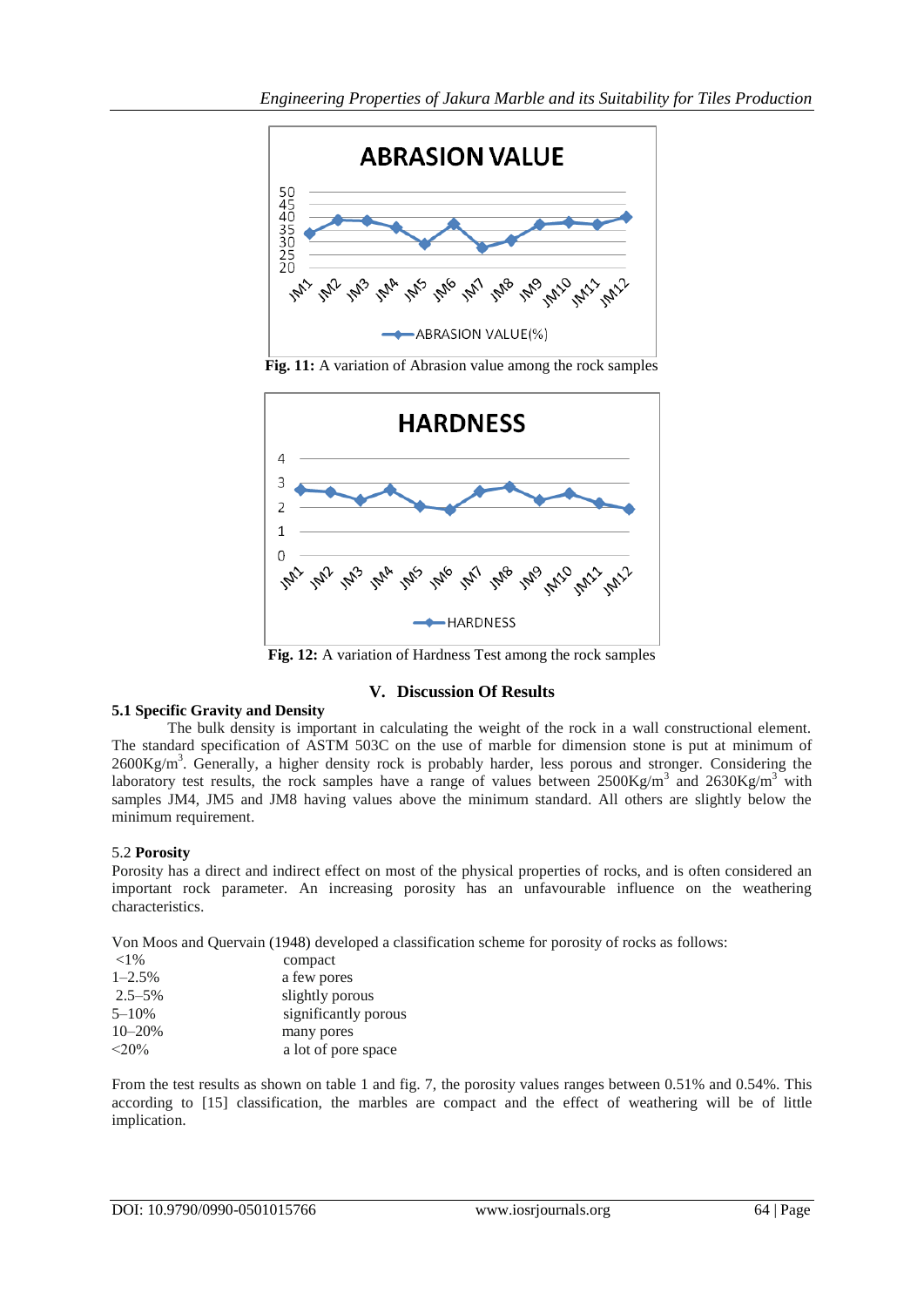Fig. 11: A variation of Abrasion value among the rock samples

Fig. 12: A variation of Hardness Test among the rock samples

## V. Discussion Of Results

### 5.1 Specific Gravity and Density

The bulk density is important in calculating the weight of the rock in a wall constructional element. The standard specification of ASTM 503C on the use of marble for dimension stone is put at minimum of $2600Kg/m^3$. Generally, a higher density rock is probably harder, less porous and stronger. Considering the laboratory test results, the rock samples have a range of values between $2500Kg/m^3$ and $2630Kg/m^3$ with samples JM4, JM5 and JM8 having values above the minimum standard. All others are slightly below the minimum requirement.

### 5.2 Porosity

Porosity has a direct and indirect effect on most of the physical properties of rocks, and is often considered an important rock parameter. An increasing porosity has an unfavourable influence on the weathering characteristics.

Von Moos and Quervain (1948) developed a classification scheme for porosity of rocks as follows:

| | |
|---|---|
| <1% | compact |
| 1–2.5% | a few pores |
| 2.5–5% | slightly porous |
| 5–10% | significantly porous |
| 10–20% | many pores |
| <20% | a lot of pore space |

From the test results as shown on table 1 and fig. 7, the porosity values ranges between 0.51% and 0.54%. This according to [15] classification, the marbles are compact and the effect of weathering will be of little implication.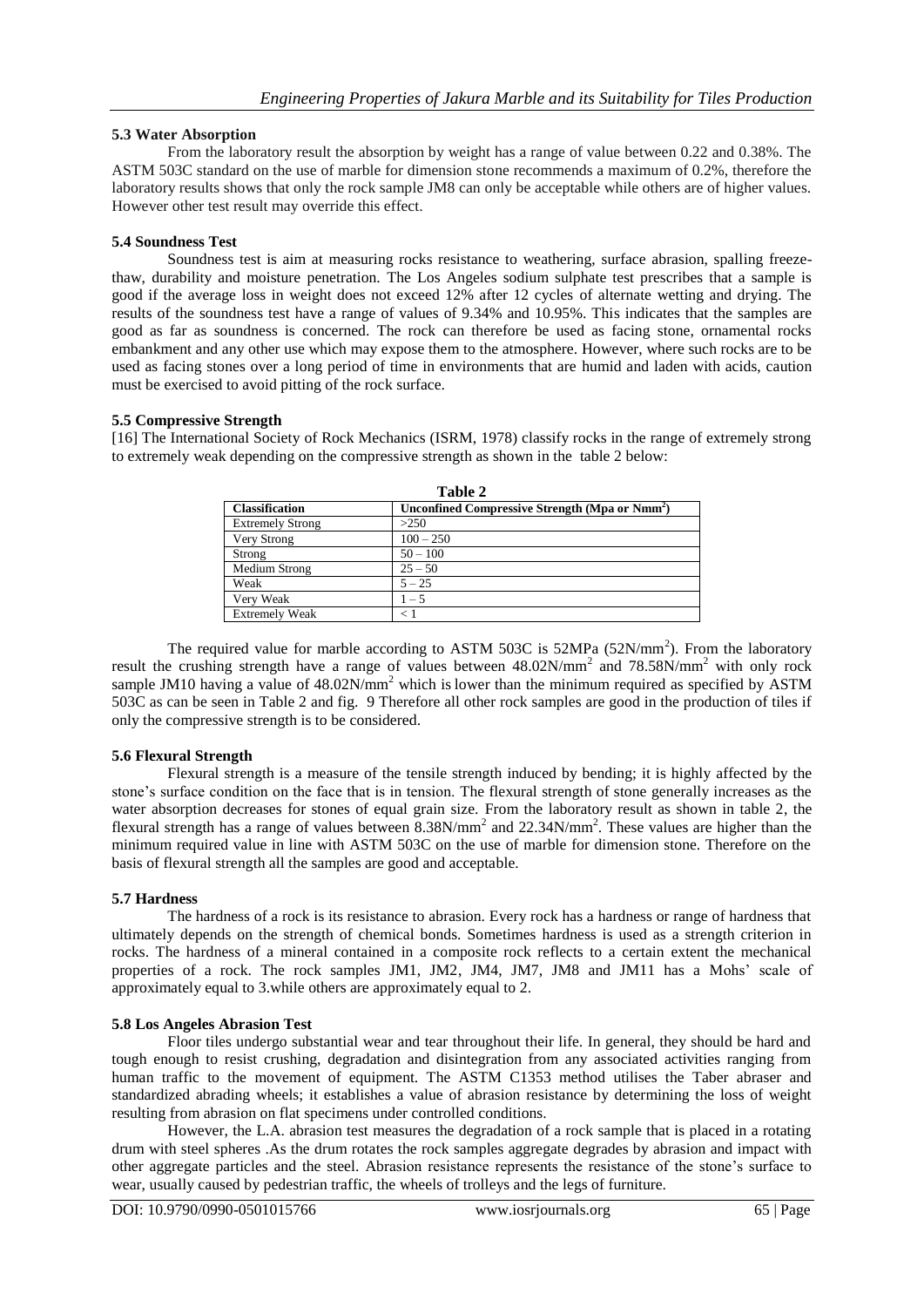### 5.3 Water Absorption

From the laboratory result the absorption by weight has a range of value between 0.22 and 0.38%. The ASTM 503C standard on the use of marble for dimension stone recommends a maximum of 0.2%, therefore the laboratory results shows that only the rock sample JM8 can only be acceptable while others are of higher values. However other test result may override this effect.

### 5.4 Soundness Test

Soundness test is aim at measuring rocks resistance to weathering, surface abrasion, spalling freeze-thaw, durability and moisture penetration. The Los Angeles sodium sulphate test prescribes that a sample is good if the average loss in weight does not exceed 12% after 12 cycles of alternate wetting and drying. The results of the soundness test have a range of values of 9.34% and 10.95%. This indicates that the samples are good as far as soundness is concerned. The rock can therefore be used as facing stone, ornamental rocks embankment and any other use which may expose them to the atmosphere. However, where such rocks are to be used as facing stones over a long period of time in environments that are humid and laden with acids, caution must be exercised to avoid pitting of the rock surface.

### 5.5 Compressive Strength

[16] The International Society of Rock Mechanics (ISRM, 1978) classify rocks in the range of extremely strong to extremely weak depending on the compressive strength as shown in the table 2 below:

**Table 2**

| Classification | Unconfined Compressive Strength (Mpa or Nmm$^2$) |
|---|---|
| Extremely Strong | >250 |
| Very Strong | 100 – 250 |
| Strong | 50 – 100 |
| Medium Strong | 25 – 50 |
| Weak | 5 – 25 |
| Very Weak | 1 – 5 |
| Extremely Weak | < 1 |

The required value for marble according to ASTM 503C is 52MPa (52N/mm$^2$). From the laboratory result the crushing strength have a range of values between 48.02N/mm$^2$ and 78.58N/mm$^2$ with only rock sample JM10 having a value of 48.02N/mm$^2$ which is lower than the minimum required as specified by ASTM 503C as can be seen in Table 2 and fig. 9 Therefore all other rock samples are good in the production of tiles if only the compressive strength is to be considered.

### 5.6 Flexural Strength

Flexural strength is a measure of the tensile strength induced by bending; it is highly affected by the stone's surface condition on the face that is in tension. The flexural strength of stone generally increases as the water absorption decreases for stones of equal grain size. From the laboratory result as shown in table 2, the flexural strength has a range of values between 8.38N/mm$^2$ and 22.34N/mm$^2$. These values are higher than the minimum required value in line with ASTM 503C on the use of marble for dimension stone. Therefore on the basis of flexural strength all the samples are good and acceptable.

### 5.7 Hardness

The hardness of a rock is its resistance to abrasion. Every rock has a hardness or range of hardness that ultimately depends on the strength of chemical bonds. Sometimes hardness is used as a strength criterion in rocks. The hardness of a mineral contained in a composite rock reflects to a certain extent the mechanical properties of a rock. The rock samples JM1, JM2, JM4, JM7, JM8 and JM11 has a Mohs' scale of approximately equal to 3.while others are approximately equal to 2.

### 5.8 Los Angeles Abrasion Test

Floor tiles undergo substantial wear and tear throughout their life. In general, they should be hard and tough enough to resist crushing, degradation and disintegration from any associated activities ranging from human traffic to the movement of equipment. The ASTM C1353 method utilises the Taber abraser and standardized abrading wheels; it establishes a value of abrasion resistance by determining the loss of weight resulting from abrasion on flat specimens under controlled conditions.

However, the L.A. abrasion test measures the degradation of a rock sample that is placed in a rotating drum with steel spheres .As the drum rotates the rock samples aggregate degrades by abrasion and impact with other aggregate particles and the steel. Abrasion resistance represents the resistance of the stone's surface to wear, usually caused by pedestrian traffic, the wheels of trolleys and the legs of furniture.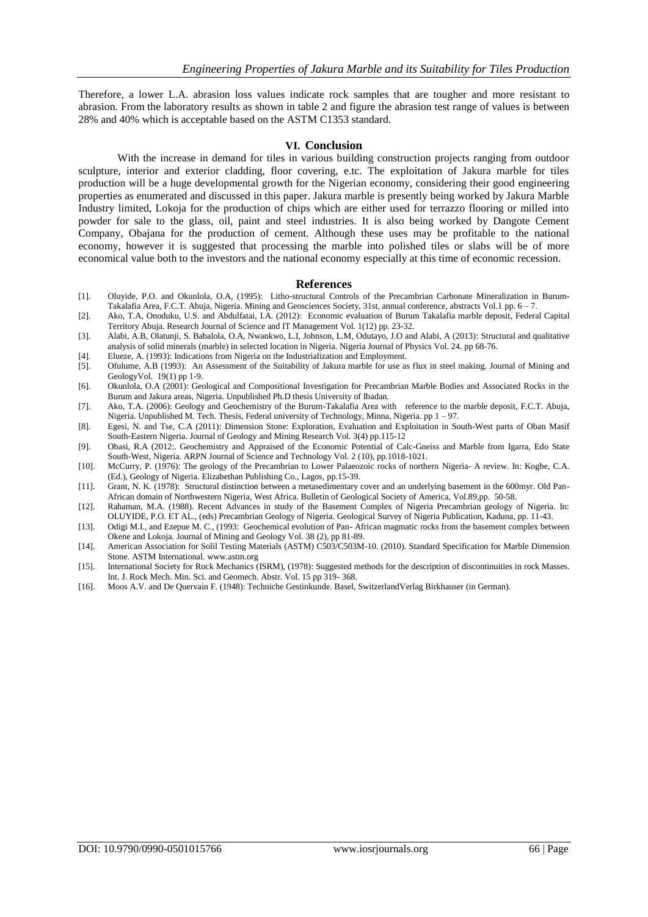Therefore, a lower L.A. abrasion loss values indicate rock samples that are tougher and more resistant to abrasion. From the laboratory results as shown in table 2 and figure the abrasion test range of values is between 28% and 40% which is acceptable based on the ASTM C1353 standard.

## VI. Conclusion

With the increase in demand for tiles in various building construction projects ranging from outdoor sculpture, interior and exterior cladding, floor covering, e.tc. The exploitation of Jakura marble for tiles production will be a huge developmental growth for the Nigerian economy, considering their good engineering properties as enumerated and discussed in this paper. Jakura marble is presently being worked by Jakura Marble Industry limited, Lokoja for the production of chips which are either used for terrazzo flooring or milled into powder for sale to the glass, oil, paint and steel industries. It is also being worked by Dangote Cement Company, Obajana for the production of cement. Although these uses may be profitable to the national economy, however it is suggested that processing the marble into polished tiles or slabs will be of more economical value both to the investors and the national economy especially at this time of economic recession.

## References

[1]. Oluyide, P.O. and Okunlola, O.A, (1995): Litho-structural Controls of the Precambrian Carbonate Mineralization in Burum-Takalafia Area, F.C.T. Abuja, Nigeria. Mining and Geosciences Society, 31st, annual conference, abstracts Vol.1 pp. 6 – 7.

[2]. Ako, T.A, Onoduku, U.S. and Abdulfatai, I.A. (2012): Economic evaluation of Burum Takalafia marble deposit, Federal Capital Territory Abuja. Research Journal of Science and IT Management Vol. 1(12) pp. 23-32.

[3]. Alabi, A.B, Olatunji, S. Babalola, O.A, Nwankwo, L.I, Johnson, L.M, Odutayo, J.O and Alabi, A (2013): Structural and qualitative analysis of solid minerals (marble) in selected location in Nigeria. Nigeria Journal of Physics Vol. 24. pp 68-76.

[4]. Elueze, A. (1993): Indications from Nigeria on the Industrialization and Employment.

[5]. Ofulume, A.B (1993): An Assessment of the Suitability of Jakura marble for use as flux in steel making. Journal of Mining and GeologyVol. 19(1) pp 1-9.

[6]. Okunlola, O.A (2001): Geological and Compositional Investigation for Precambrian Marble Bodies and Associated Rocks in the Burum and Jakura areas, Nigeria. Unpublished Ph.D thesis University of Ibadan.

[7]. Ako, T.A. (2006): Geology and Geochemistry of the Burum-Takalafia Area with reference to the marble deposit, F.C.T. Abuja, Nigeria. Unpublished M. Tech. Thesis, Federal university of Technology, Minna, Nigeria. pp 1 – 97.

[8]. Egesi, N. and Tse, C.A (2011): Dimension Stone: Exploration, Evaluation and Exploitation in South-West parts of Oban Masif South-Eastern Nigeria. Journal of Geology and Mining Research Vol. 3(4) pp.115-12

[9]. Obasi, R.A (2012:. Geochemistry and Appraised of the Economic Potential of Calc-Gneiss and Marble from Igarra, Edo State South-West, Nigeria. ARPN Journal of Science and Technology Vol. 2 (10), pp.1018-1021.

[10]. McCurry, P. (1976): The geology of the Precambrian to Lower Palaeozoic rocks of northern Nigeria- A review. In: Kogbe, C.A. (Ed.), Geology of Nigeria. Elizabethan Publishing Co., Lagos, pp.15-39.

[11]. Grant, N. K. (1978): Structural distinction between a metasedimentary cover and an underlying basement in the 600myr. Old Pan-African domain of Northwestern Nigeria, West Africa. Bulletin of Geological Society of America, Vol.89,pp. 50-58.

[12]. Rahaman, M.A. (1988). Recent Advances in study of the Basement Complex of Nigeria Precambrian geology of Nigeria. In: OLUYIDE, P.O. ET AL., (eds) Precambrian Geology of Nigeria. Geological Survey of Nigeria Publication, Kaduna, pp. 11-43.

[13]. Odigi M.I., and Ezepue M. C., (1993: Geochemical evolution of Pan- African magmatic rocks from the basement complex between Okene and Lokoja. Journal of Mining and Geology Vol. 38 (2), pp 81-89.

[14]. American Association for Solil Testing Materials (ASTM) C503/C503M-10. (2010). Standard Specification for Marble Dimension Stone. ASTM International. www.astm.org

[15]. International Society for Rock Mechanics (ISRM), (1978): Suggested methods for the description of discontinuities in rock Masses. Int. J. Rock Mech. Min. Sci. and Geomech. Abstr. Vol. 15 pp 319- 368.

[16]. Moos A.V. and De Quervain F. (1948): Techniche Gestinkunde. Basel, SwitzerlandVerlag Birkhauser (in German).